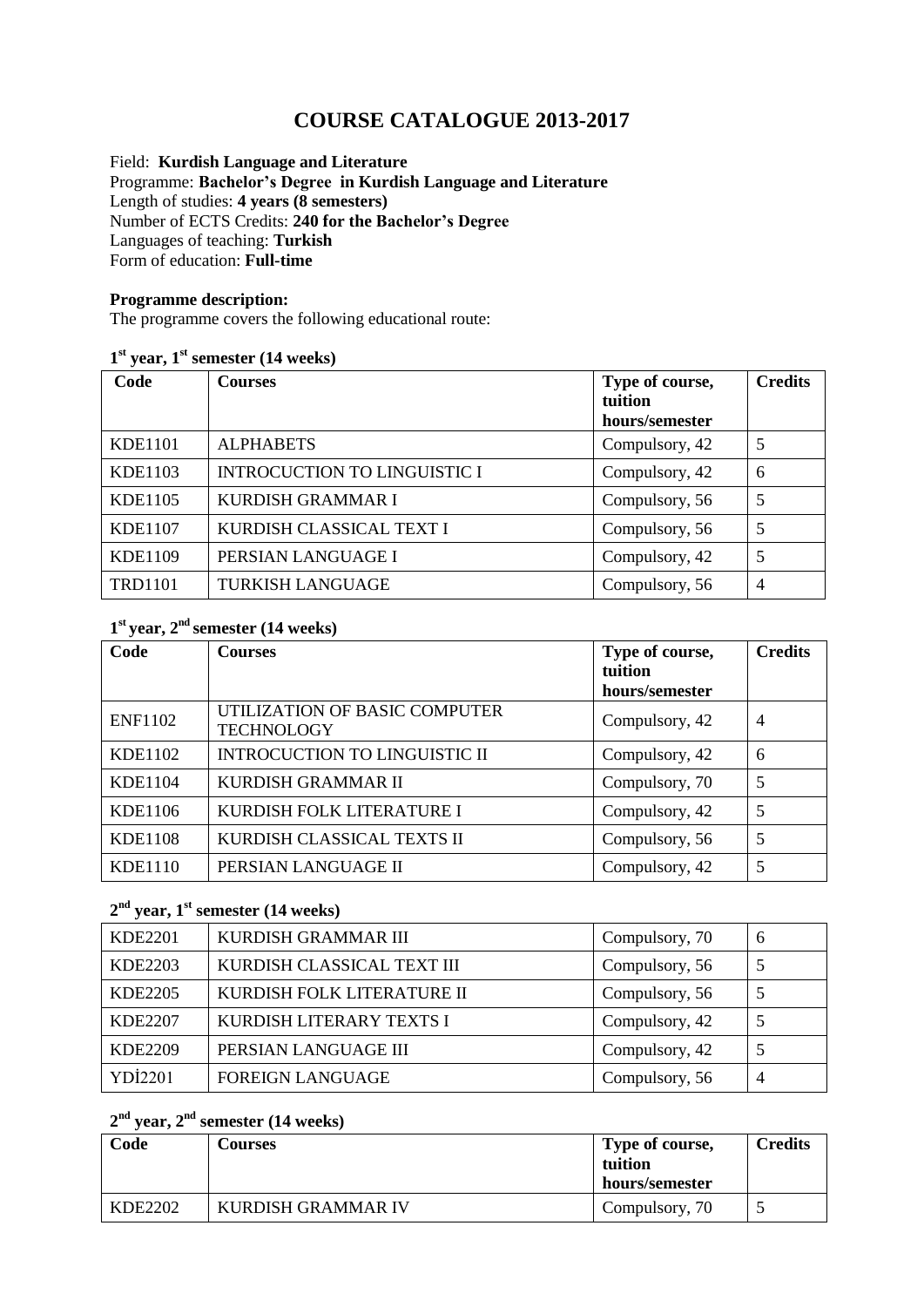# COURSE CATALOGUE 2013-2017

Field: **Kurdish Language and Literature**
Programme: **Bachelor's Degree in Kurdish Language and Literature**
Length of studies: **4 years (8 semesters)**
Number of ECTS Credits: **240 for the Bachelor's Degree**
Languages of teaching: **Turkish**
Form of education: **Full-time**

**Programme description:**
The programme covers the following educational route:

**1st year, 1st semester (14 weeks)**

| Code | Courses | Type of course, tuition hours/semester | Credits |
|---|---|---|---|
| KDE1101 | ALPHABETS | Compulsory, 42 | 5 |
| KDE1103 | INTROCUCTION TO LINGUISTIC I | Compulsory, 42 | 6 |
| KDE1105 | KURDISH GRAMMAR I | Compulsory, 56 | 5 |
| KDE1107 | KURDISH CLASSICAL TEXT I | Compulsory, 56 | 5 |
| KDE1109 | PERSIAN LANGUAGE I | Compulsory, 42 | 5 |
| TRD1101 | TURKISH LANGUAGE | Compulsory, 56 | 4 |

**1st year, 2nd semester (14 weeks)**

| Code | Courses | Type of course, tuition hours/semester | Credits |
|---|---|---|---|
| ENF1102 | UTILIZATION OF BASIC COMPUTER TECHNOLOGY | Compulsory, 42 | 4 |
| KDE1102 | INTROCUCTION TO LINGUISTIC II | Compulsory, 42 | 6 |
| KDE1104 | KURDISH GRAMMAR II | Compulsory, 70 | 5 |
| KDE1106 | KURDISH FOLK LITERATURE I | Compulsory, 42 | 5 |
| KDE1108 | KURDISH CLASSICAL TEXTS II | Compulsory, 56 | 5 |
| KDE1110 | PERSIAN LANGUAGE II | Compulsory, 42 | 5 |

**2nd year, 1st semester (14 weeks)**

| Code | Courses | Type of course, tuition hours/semester | Credits |
|---|---|---|---|
| KDE2201 | KURDISH GRAMMAR III | Compulsory, 70 | 6 |
| KDE2203 | KURDISH CLASSICAL TEXT III | Compulsory, 56 | 5 |
| KDE2205 | KURDISH FOLK LITERATURE II | Compulsory, 56 | 5 |
| KDE2207 | KURDISH LITERARY TEXTS I | Compulsory, 42 | 5 |
| KDE2209 | PERSIAN LANGUAGE III | Compulsory, 42 | 5 |
| YDİ2201 | FOREIGN LANGUAGE | Compulsory, 56 | 4 |

**2nd year, 2nd semester (14 weeks)**

| Code | Courses | Type of course, tuition hours/semester | Credits |
|---|---|---|---|
| KDE2202 | KURDISH GRAMMAR IV | Compulsory, 70 | 5 |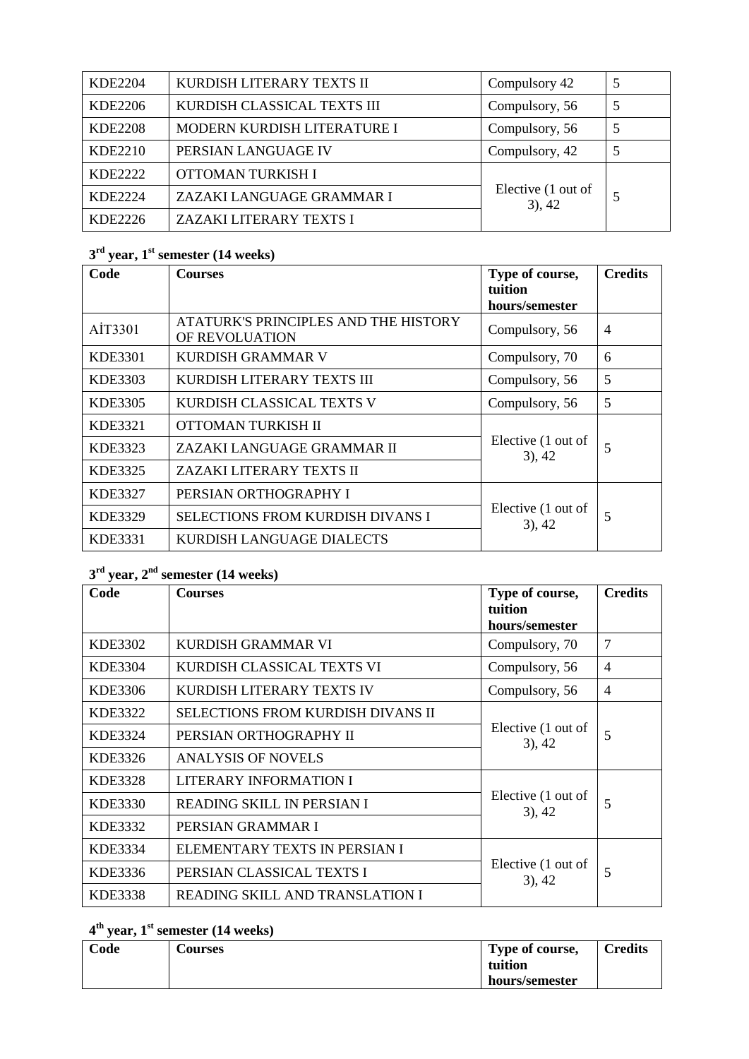| KDE2204 | KURDISH LITERARY TEXTS II | Compulsory 42 | 5 |
|---|---|---|---|
| KDE2206 | KURDISH CLASSICAL TEXTS III | Compulsory, 56 | 5 |
| KDE2208 | MODERN KURDISH LITERATURE I | Compulsory, 56 | 5 |
| KDE2210 | PERSIAN LANGUAGE IV | Compulsory, 42 | 5 |
| KDE2222 | OTTOMAN TURKISH I | Elective (1 out of 3), 42 | 5 |
| KDE2224 | ZAZAKI LANGUAGE GRAMMAR I | | |
| KDE2226 | ZAZAKI LITERARY TEXTS I | | |

**3rd year, 1st semester (14 weeks)**

| Code | Courses | Type of course, tuition hours/semester | Credits |
|---|---|---|---|
| AİT3301 | ATATURK'S PRINCIPLES AND THE HISTORY OF REVOLUATION | Compulsory, 56 | 4 |
| KDE3301 | KURDISH GRAMMAR V | Compulsory, 70 | 6 |
| KDE3303 | KURDISH LITERARY TEXTS III | Compulsory, 56 | 5 |
| KDE3305 | KURDISH CLASSICAL TEXTS V | Compulsory, 56 | 5 |
| KDE3321 | OTTOMAN TURKISH II | Elective (1 out of 3), 42 | 5 |
| KDE3323 | ZAZAKI LANGUAGE GRAMMAR II | | |
| KDE3325 | ZAZAKI LITERARY TEXTS II | | |
| KDE3327 | PERSIAN ORTHOGRAPHY I | Elective (1 out of 3), 42 | 5 |
| KDE3329 | SELECTIONS FROM KURDISH DIVANS I | | |
| KDE3331 | KURDISH LANGUAGE DIALECTS | | |

**3rd year, 2nd semester (14 weeks)**

| Code | Courses | Type of course, tuition hours/semester | Credits |
|---|---|---|---|
| KDE3302 | KURDISH GRAMMAR VI | Compulsory, 70 | 7 |
| KDE3304 | KURDISH CLASSICAL TEXTS VI | Compulsory, 56 | 4 |
| KDE3306 | KURDISH LITERARY TEXTS IV | Compulsory, 56 | 4 |
| KDE3322 | SELECTIONS FROM KURDISH DIVANS II | Elective (1 out of 3), 42 | 5 |
| KDE3324 | PERSIAN ORTHOGRAPHY II | | |
| KDE3326 | ANALYSIS OF NOVELS | | |
| KDE3328 | LITERARY INFORMATION I | Elective (1 out of 3), 42 | 5 |
| KDE3330 | READING SKILL IN PERSIAN I | | |
| KDE3332 | PERSIAN GRAMMAR I | | |
| KDE3334 | ELEMENTARY TEXTS IN PERSIAN I | Elective (1 out of 3), 42 | 5 |
| KDE3336 | PERSIAN CLASSICAL TEXTS I | | |
| KDE3338 | READING SKILL AND TRANSLATION I | | |

**4th year, 1st semester (14 weeks)**

| Code | Courses | Type of course, tuition hours/semester | Credits |
|---|---|---|---|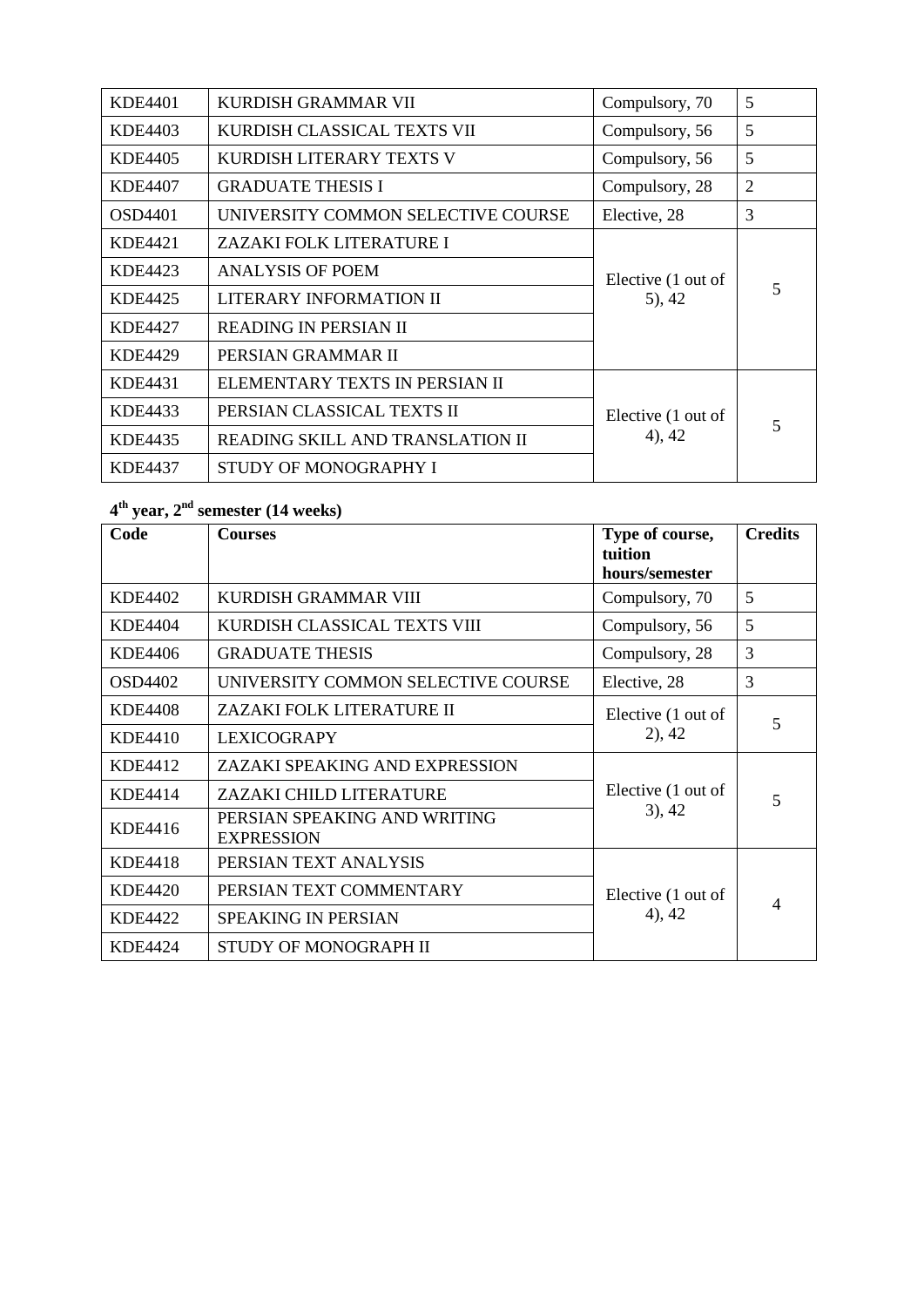| | | | |
|---|---|---|---|
| KDE4401 | KURDISH GRAMMAR VII | Compulsory, 70 | 5 |
| KDE4403 | KURDISH CLASSICAL TEXTS VII | Compulsory, 56 | 5 |
| KDE4405 | KURDISH LITERARY TEXTS V | Compulsory, 56 | 5 |
| KDE4407 | GRADUATE THESIS I | Compulsory, 28 | 2 |
| OSD4401 | UNIVERSITY COMMON SELECTIVE COURSE | Elective, 28 | 3 |
| KDE4421 | ZAZAKI FOLK LITERATURE I | Elective (1 out of 5), 42 | 5 |
| KDE4423 | ANALYSIS OF POEM | | |
| KDE4425 | LITERARY INFORMATION II | | |
| KDE4427 | READING IN PERSIAN II | | |
| KDE4429 | PERSIAN GRAMMAR II | | |
| KDE4431 | ELEMENTARY TEXTS IN PERSIAN II | Elective (1 out of 4), 42 | 5 |
| KDE4433 | PERSIAN CLASSICAL TEXTS II | | |
| KDE4435 | READING SKILL AND TRANSLATION II | | |
| KDE4437 | STUDY OF MONOGRAPHY I | | |

**4th year, 2nd semester (14 weeks)**

| Code | Courses | Type of course, tuition hours/semester | Credits |
|---|---|---|---|
| KDE4402 | KURDISH GRAMMAR VIII | Compulsory, 70 | 5 |
| KDE4404 | KURDISH CLASSICAL TEXTS VIII | Compulsory, 56 | 5 |
| KDE4406 | GRADUATE THESIS | Compulsory, 28 | 3 |
| OSD4402 | UNIVERSITY COMMON SELECTIVE COURSE | Elective, 28 | 3 |
| KDE4408 | ZAZAKI FOLK LITERATURE II | Elective (1 out of 2), 42 | 5 |
| KDE4410 | LEXICOGRAPY | | |
| KDE4412 | ZAZAKI SPEAKING AND EXPRESSION | Elective (1 out of 3), 42 | 5 |
| KDE4414 | ZAZAKI CHILD LITERATURE | | |
| KDE4416 | PERSIAN SPEAKING AND WRITING EXPRESSION | | |
| KDE4418 | PERSIAN TEXT ANALYSIS | Elective (1 out of 4), 42 | 4 |
| KDE4420 | PERSIAN TEXT COMMENTARY | | |
| KDE4422 | SPEAKING IN PERSIAN | | |
| KDE4424 | STUDY OF MONOGRAPH II | | |